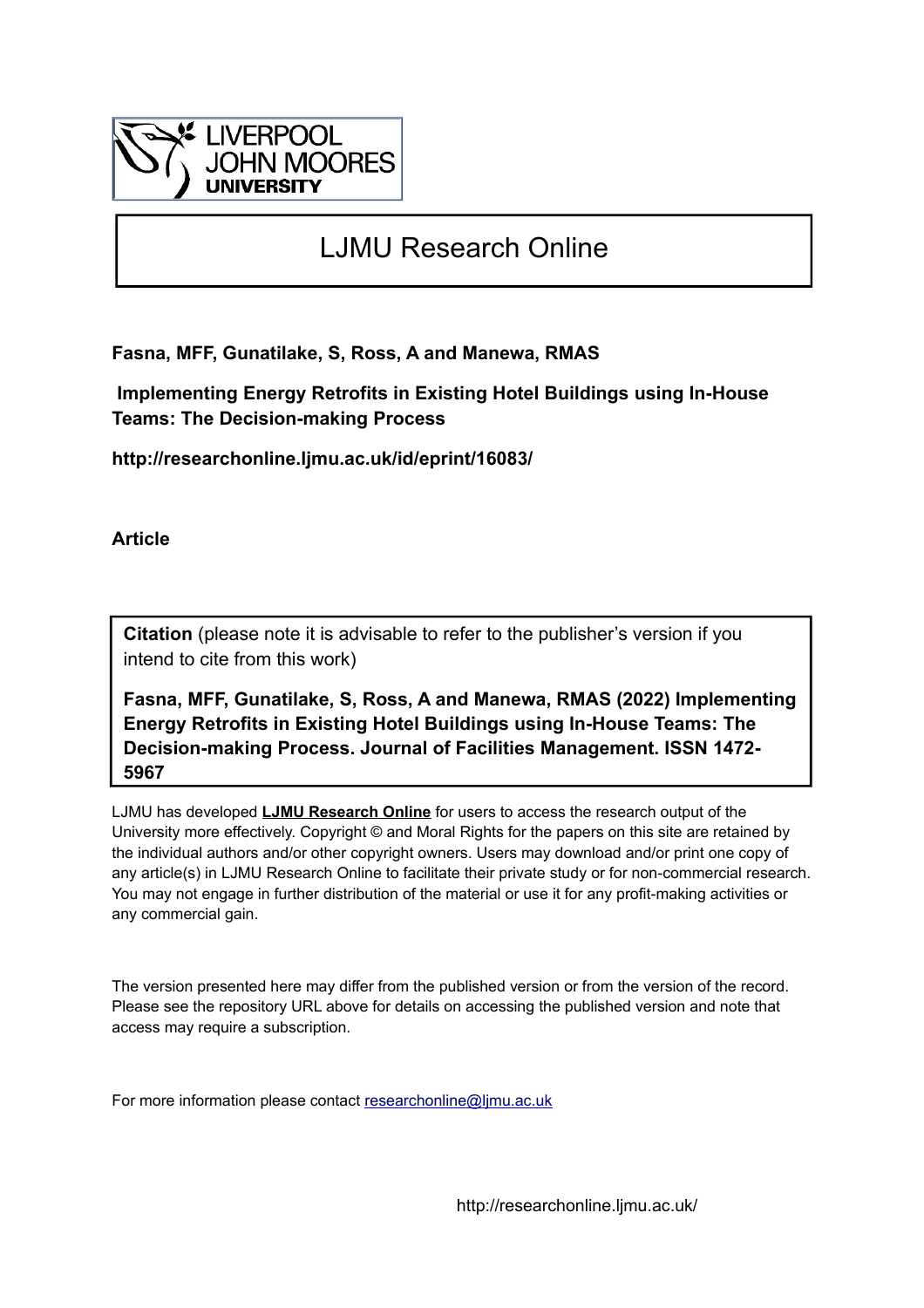LIVERPOOL JOHN MOORES UNIVERSITY

# LJMU Research Online

**Fasna, MFF, Gunatilake, S, Ross, A and Manewa, RMAS**

**Implementing Energy Retrofits in Existing Hotel Buildings using In-House Teams: The Decision-making Process**

**http://researchonline.ljmu.ac.uk/id/eprint/16083/**

**Article**

**Citation** (please note it is advisable to refer to the publisher's version if you intend to cite from this work)

**Fasna, MFF, Gunatilake, S, Ross, A and Manewa, RMAS (2022) Implementing Energy Retrofits in Existing Hotel Buildings using In-House Teams: The Decision-making Process. Journal of Facilities Management. ISSN 1472-5967**

LJMU has developed **LJMU Research Online** for users to access the research output of the University more effectively. Copyright © and Moral Rights for the papers on this site are retained by the individual authors and/or other copyright owners. Users may download and/or print one copy of any article(s) in LJMU Research Online to facilitate their private study or for non-commercial research. You may not engage in further distribution of the material or use it for any profit-making activities or any commercial gain.

The version presented here may differ from the published version or from the version of the record. Please see the repository URL above for details on accessing the published version and note that access may require a subscription.

For more information please contact researchonline@ljmu.ac.uk

http://researchonline.ljmu.ac.uk/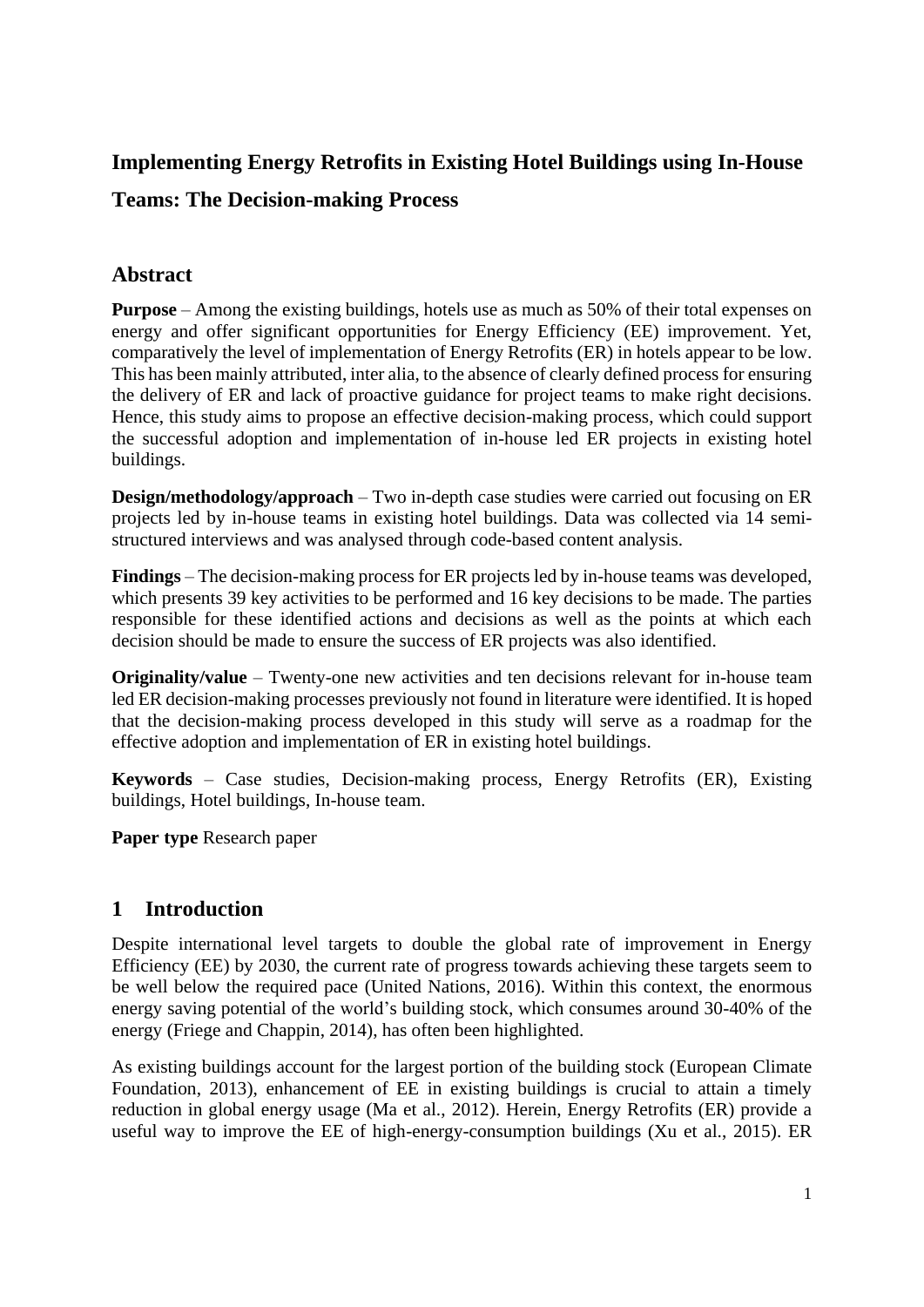# Implementing Energy Retrofits in Existing Hotel Buildings using In-House Teams: The Decision-making Process

## Abstract

**Purpose** – Among the existing buildings, hotels use as much as 50% of their total expenses on energy and offer significant opportunities for Energy Efficiency (EE) improvement. Yet, comparatively the level of implementation of Energy Retrofits (ER) in hotels appear to be low. This has been mainly attributed, inter alia, to the absence of clearly defined process for ensuring the delivery of ER and lack of proactive guidance for project teams to make right decisions. Hence, this study aims to propose an effective decision-making process, which could support the successful adoption and implementation of in-house led ER projects in existing hotel buildings.

**Design/methodology/approach** – Two in-depth case studies were carried out focusing on ER projects led by in-house teams in existing hotel buildings. Data was collected via 14 semi-structured interviews and was analysed through code-based content analysis.

**Findings** – The decision-making process for ER projects led by in-house teams was developed, which presents 39 key activities to be performed and 16 key decisions to be made. The parties responsible for these identified actions and decisions as well as the points at which each decision should be made to ensure the success of ER projects was also identified.

**Originality/value** – Twenty-one new activities and ten decisions relevant for in-house team led ER decision-making processes previously not found in literature were identified. It is hoped that the decision-making process developed in this study will serve as a roadmap for the effective adoption and implementation of ER in existing hotel buildings.

**Keywords** – Case studies, Decision-making process, Energy Retrofits (ER), Existing buildings, Hotel buildings, In-house team.

**Paper type** Research paper

## 1 Introduction

Despite international level targets to double the global rate of improvement in Energy Efficiency (EE) by 2030, the current rate of progress towards achieving these targets seem to be well below the required pace (United Nations, 2016). Within this context, the enormous energy saving potential of the world's building stock, which consumes around 30-40% of the energy (Friege and Chappin, 2014), has often been highlighted.

As existing buildings account for the largest portion of the building stock (European Climate Foundation, 2013), enhancement of EE in existing buildings is crucial to attain a timely reduction in global energy usage (Ma et al., 2012). Herein, Energy Retrofits (ER) provide a useful way to improve the EE of high-energy-consumption buildings (Xu et al., 2015). ER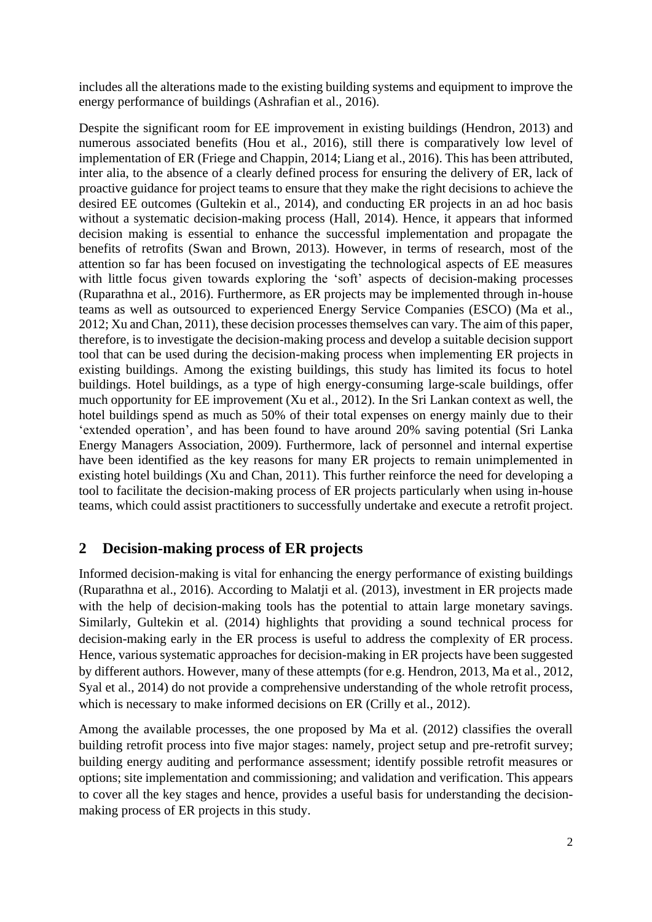includes all the alterations made to the existing building systems and equipment to improve the energy performance of buildings (Ashrafian et al., 2016).

Despite the significant room for EE improvement in existing buildings (Hendron, 2013) and numerous associated benefits (Hou et al., 2016), still there is comparatively low level of implementation of ER (Friege and Chappin, 2014; Liang et al., 2016). This has been attributed, inter alia, to the absence of a clearly defined process for ensuring the delivery of ER, lack of proactive guidance for project teams to ensure that they make the right decisions to achieve the desired EE outcomes (Gultekin et al., 2014), and conducting ER projects in an ad hoc basis without a systematic decision-making process (Hall, 2014). Hence, it appears that informed decision making is essential to enhance the successful implementation and propagate the benefits of retrofits (Swan and Brown, 2013). However, in terms of research, most of the attention so far has been focused on investigating the technological aspects of EE measures with little focus given towards exploring the 'soft' aspects of decision-making processes (Ruparathna et al., 2016). Furthermore, as ER projects may be implemented through in-house teams as well as outsourced to experienced Energy Service Companies (ESCO) (Ma et al., 2012; Xu and Chan, 2011), these decision processes themselves can vary. The aim of this paper, therefore, is to investigate the decision-making process and develop a suitable decision support tool that can be used during the decision-making process when implementing ER projects in existing buildings. Among the existing buildings, this study has limited its focus to hotel buildings. Hotel buildings, as a type of high energy-consuming large-scale buildings, offer much opportunity for EE improvement (Xu et al., 2012). In the Sri Lankan context as well, the hotel buildings spend as much as 50% of their total expenses on energy mainly due to their 'extended operation', and has been found to have around 20% saving potential (Sri Lanka Energy Managers Association, 2009). Furthermore, lack of personnel and internal expertise have been identified as the key reasons for many ER projects to remain unimplemented in existing hotel buildings (Xu and Chan, 2011). This further reinforce the need for developing a tool to facilitate the decision-making process of ER projects particularly when using in-house teams, which could assist practitioners to successfully undertake and execute a retrofit project.

## 2 Decision-making process of ER projects

Informed decision-making is vital for enhancing the energy performance of existing buildings (Ruparathna et al., 2016). According to Malatji et al. (2013), investment in ER projects made with the help of decision-making tools has the potential to attain large monetary savings. Similarly, Gultekin et al. (2014) highlights that providing a sound technical process for decision-making early in the ER process is useful to address the complexity of ER process. Hence, various systematic approaches for decision-making in ER projects have been suggested by different authors. However, many of these attempts (for e.g. Hendron, 2013, Ma et al., 2012, Syal et al., 2014) do not provide a comprehensive understanding of the whole retrofit process, which is necessary to make informed decisions on ER (Crilly et al., 2012).

Among the available processes, the one proposed by Ma et al. (2012) classifies the overall building retrofit process into five major stages: namely, project setup and pre-retrofit survey; building energy auditing and performance assessment; identify possible retrofit measures or options; site implementation and commissioning; and validation and verification. This appears to cover all the key stages and hence, provides a useful basis for understanding the decision-making process of ER projects in this study.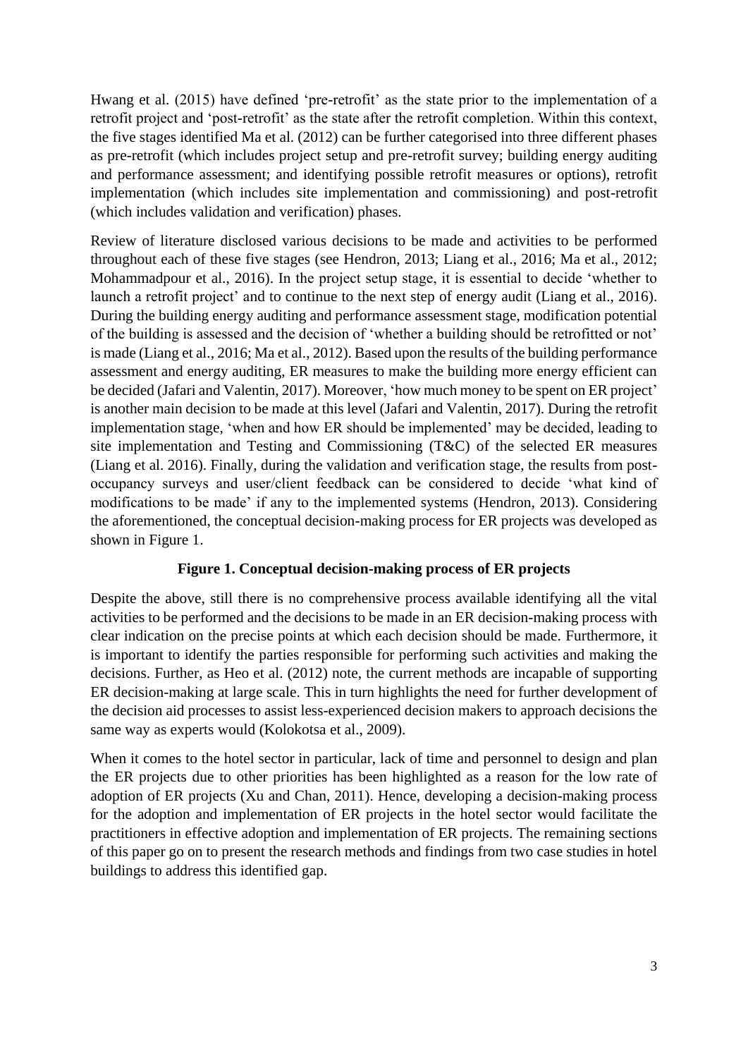Hwang et al. (2015) have defined 'pre-retrofit' as the state prior to the implementation of a retrofit project and 'post-retrofit' as the state after the retrofit completion. Within this context, the five stages identified Ma et al. (2012) can be further categorised into three different phases as pre-retrofit (which includes project setup and pre-retrofit survey; building energy auditing and performance assessment; and identifying possible retrofit measures or options), retrofit implementation (which includes site implementation and commissioning) and post-retrofit (which includes validation and verification) phases.

Review of literature disclosed various decisions to be made and activities to be performed throughout each of these five stages (see Hendron, 2013; Liang et al., 2016; Ma et al., 2012; Mohammadpour et al., 2016). In the project setup stage, it is essential to decide 'whether to launch a retrofit project' and to continue to the next step of energy audit (Liang et al., 2016). During the building energy auditing and performance assessment stage, modification potential of the building is assessed and the decision of 'whether a building should be retrofitted or not' is made (Liang et al., 2016; Ma et al., 2012). Based upon the results of the building performance assessment and energy auditing, ER measures to make the building more energy efficient can be decided (Jafari and Valentin, 2017). Moreover, 'how much money to be spent on ER project' is another main decision to be made at this level (Jafari and Valentin, 2017). During the retrofit implementation stage, 'when and how ER should be implemented' may be decided, leading to site implementation and Testing and Commissioning (T&C) of the selected ER measures (Liang et al. 2016). Finally, during the validation and verification stage, the results from post-occupancy surveys and user/client feedback can be considered to decide 'what kind of modifications to be made' if any to the implemented systems (Hendron, 2013). Considering the aforementioned, the conceptual decision-making process for ER projects was developed as shown in Figure 1.

**Figure 1. Conceptual decision-making process of ER projects**

Despite the above, still there is no comprehensive process available identifying all the vital activities to be performed and the decisions to be made in an ER decision-making process with clear indication on the precise points at which each decision should be made. Furthermore, it is important to identify the parties responsible for performing such activities and making the decisions. Further, as Heo et al. (2012) note, the current methods are incapable of supporting ER decision-making at large scale. This in turn highlights the need for further development of the decision aid processes to assist less-experienced decision makers to approach decisions the same way as experts would (Kolokotsa et al., 2009).

When it comes to the hotel sector in particular, lack of time and personnel to design and plan the ER projects due to other priorities has been highlighted as a reason for the low rate of adoption of ER projects (Xu and Chan, 2011). Hence, developing a decision-making process for the adoption and implementation of ER projects in the hotel sector would facilitate the practitioners in effective adoption and implementation of ER projects. The remaining sections of this paper go on to present the research methods and findings from two case studies in hotel buildings to address this identified gap.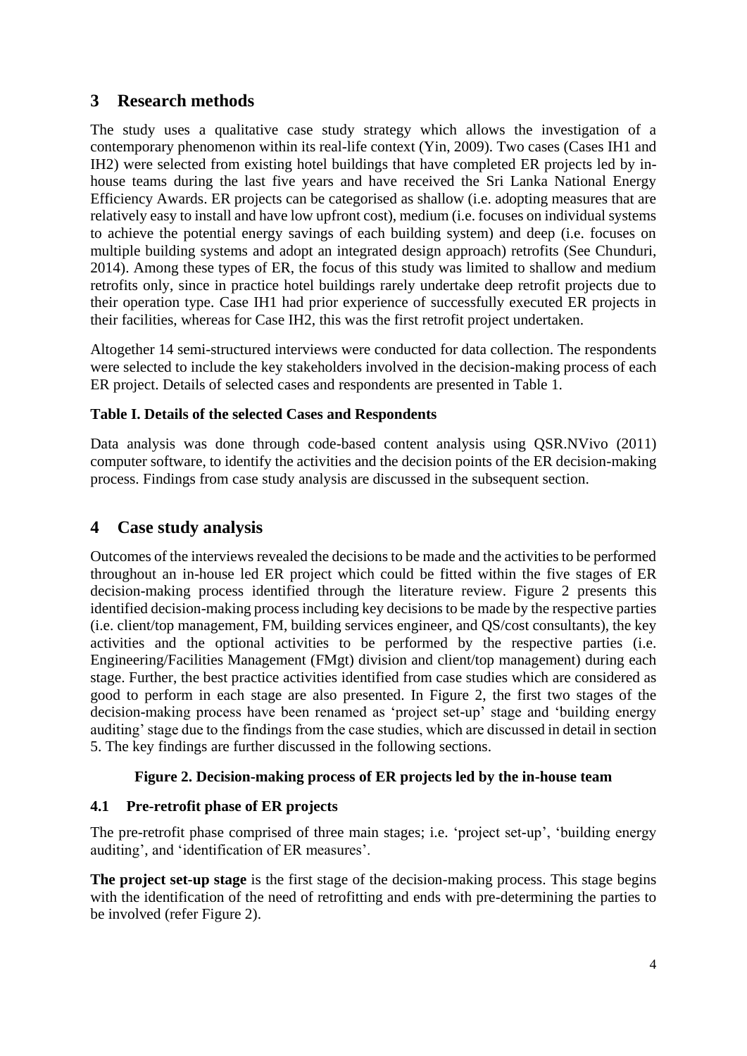# 3 Research methods

The study uses a qualitative case study strategy which allows the investigation of a contemporary phenomenon within its real-life context (Yin, 2009). Two cases (Cases IH1 and IH2) were selected from existing hotel buildings that have completed ER projects led by in-house teams during the last five years and have received the Sri Lanka National Energy Efficiency Awards. ER projects can be categorised as shallow (i.e. adopting measures that are relatively easy to install and have low upfront cost), medium (i.e. focuses on individual systems to achieve the potential energy savings of each building system) and deep (i.e. focuses on multiple building systems and adopt an integrated design approach) retrofits (See Chunduri, 2014). Among these types of ER, the focus of this study was limited to shallow and medium retrofits only, since in practice hotel buildings rarely undertake deep retrofit projects due to their operation type. Case IH1 had prior experience of successfully executed ER projects in their facilities, whereas for Case IH2, this was the first retrofit project undertaken.

Altogether 14 semi-structured interviews were conducted for data collection. The respondents were selected to include the key stakeholders involved in the decision-making process of each ER project. Details of selected cases and respondents are presented in Table 1.

**Table I. Details of the selected Cases and Respondents**

Data analysis was done through code-based content analysis using QSR.NVivo (2011) computer software, to identify the activities and the decision points of the ER decision-making process. Findings from case study analysis are discussed in the subsequent section.

# 4 Case study analysis

Outcomes of the interviews revealed the decisions to be made and the activities to be performed throughout an in-house led ER project which could be fitted within the five stages of ER decision-making process identified through the literature review. Figure 2 presents this identified decision-making process including key decisions to be made by the respective parties (i.e. client/top management, FM, building services engineer, and QS/cost consultants), the key activities and the optional activities to be performed by the respective parties (i.e. Engineering/Facilities Management (FMgt) division and client/top management) during each stage. Further, the best practice activities identified from case studies which are considered as good to perform in each stage are also presented. In Figure 2, the first two stages of the decision-making process have been renamed as 'project set-up' stage and 'building energy auditing' stage due to the findings from the case studies, which are discussed in detail in section 5. The key findings are further discussed in the following sections.

**Figure 2. Decision-making process of ER projects led by the in-house team**

## 4.1 Pre-retrofit phase of ER projects

The pre-retrofit phase comprised of three main stages; i.e. 'project set-up', 'building energy auditing', and 'identification of ER measures'.

**The project set-up stage** is the first stage of the decision-making process. This stage begins with the identification of the need of retrofitting and ends with pre-determining the parties to be involved (refer Figure 2).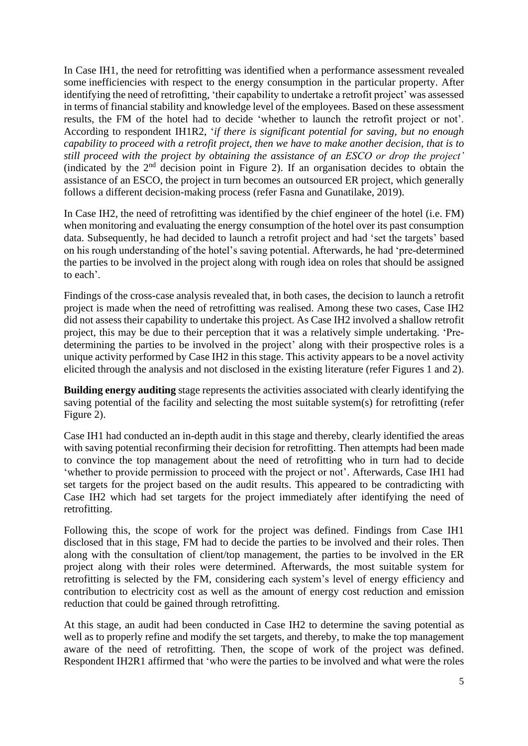In Case IH1, the need for retrofitting was identified when a performance assessment revealed some inefficiencies with respect to the energy consumption in the particular property. After identifying the need of retrofitting, 'their capability to undertake a retrofit project' was assessed in terms of financial stability and knowledge level of the employees. Based on these assessment results, the FM of the hotel had to decide 'whether to launch the retrofit project or not'. According to respondent IH1R2, '*if there is significant potential for saving, but no enough capability to proceed with a retrofit project, then we have to make another decision, that is to still proceed with the project by obtaining the assistance of an ESCO or drop the project'* (indicated by the 2nd decision point in Figure 2). If an organisation decides to obtain the assistance of an ESCO, the project in turn becomes an outsourced ER project, which generally follows a different decision-making process (refer Fasna and Gunatilake, 2019).

In Case IH2, the need of retrofitting was identified by the chief engineer of the hotel (i.e. FM) when monitoring and evaluating the energy consumption of the hotel over its past consumption data. Subsequently, he had decided to launch a retrofit project and had 'set the targets' based on his rough understanding of the hotel's saving potential. Afterwards, he had 'pre-determined the parties to be involved in the project along with rough idea on roles that should be assigned to each'.

Findings of the cross-case analysis revealed that, in both cases, the decision to launch a retrofit project is made when the need of retrofitting was realised. Among these two cases, Case IH2 did not assess their capability to undertake this project. As Case IH2 involved a shallow retrofit project, this may be due to their perception that it was a relatively simple undertaking. 'Pre-determining the parties to be involved in the project' along with their prospective roles is a unique activity performed by Case IH2 in this stage. This activity appears to be a novel activity elicited through the analysis and not disclosed in the existing literature (refer Figures 1 and 2).

**Building energy auditing** stage represents the activities associated with clearly identifying the saving potential of the facility and selecting the most suitable system(s) for retrofitting (refer Figure 2).

Case IH1 had conducted an in-depth audit in this stage and thereby, clearly identified the areas with saving potential reconfirming their decision for retrofitting. Then attempts had been made to convince the top management about the need of retrofitting who in turn had to decide 'whether to provide permission to proceed with the project or not'. Afterwards, Case IH1 had set targets for the project based on the audit results. This appeared to be contradicting with Case IH2 which had set targets for the project immediately after identifying the need of retrofitting.

Following this, the scope of work for the project was defined. Findings from Case IH1 disclosed that in this stage, FM had to decide the parties to be involved and their roles. Then along with the consultation of client/top management, the parties to be involved in the ER project along with their roles were determined. Afterwards, the most suitable system for retrofitting is selected by the FM, considering each system's level of energy efficiency and contribution to electricity cost as well as the amount of energy cost reduction and emission reduction that could be gained through retrofitting.

At this stage, an audit had been conducted in Case IH2 to determine the saving potential as well as to properly refine and modify the set targets, and thereby, to make the top management aware of the need of retrofitting. Then, the scope of work of the project was defined. Respondent IH2R1 affirmed that 'who were the parties to be involved and what were the roles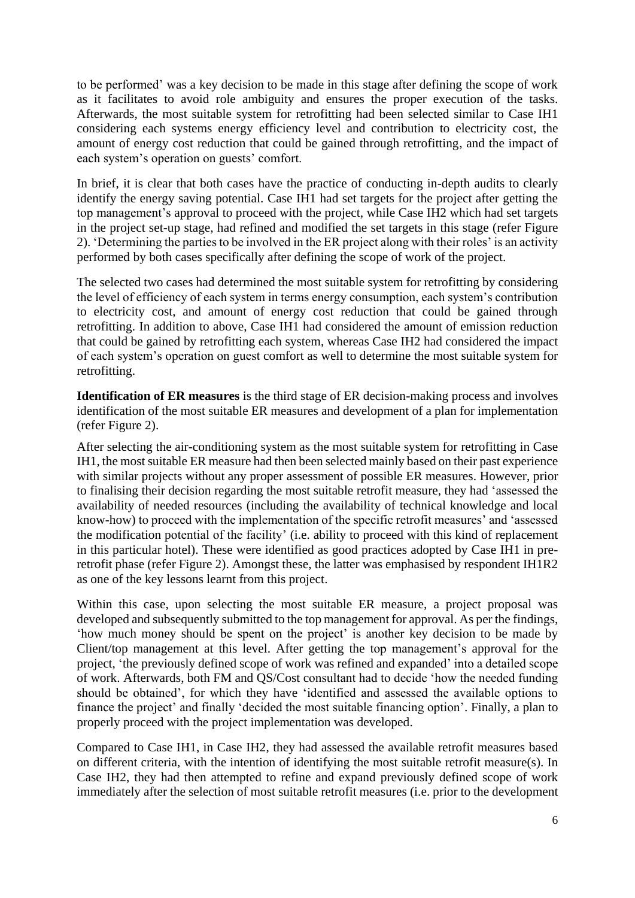to be performed' was a key decision to be made in this stage after defining the scope of work as it facilitates to avoid role ambiguity and ensures the proper execution of the tasks. Afterwards, the most suitable system for retrofitting had been selected similar to Case IH1 considering each systems energy efficiency level and contribution to electricity cost, the amount of energy cost reduction that could be gained through retrofitting, and the impact of each system's operation on guests' comfort.

In brief, it is clear that both cases have the practice of conducting in-depth audits to clearly identify the energy saving potential. Case IH1 had set targets for the project after getting the top management's approval to proceed with the project, while Case IH2 which had set targets in the project set-up stage, had refined and modified the set targets in this stage (refer Figure 2). 'Determining the parties to be involved in the ER project along with their roles' is an activity performed by both cases specifically after defining the scope of work of the project.

The selected two cases had determined the most suitable system for retrofitting by considering the level of efficiency of each system in terms energy consumption, each system's contribution to electricity cost, and amount of energy cost reduction that could be gained through retrofitting. In addition to above, Case IH1 had considered the amount of emission reduction that could be gained by retrofitting each system, whereas Case IH2 had considered the impact of each system's operation on guest comfort as well to determine the most suitable system for retrofitting.

**Identification of ER measures** is the third stage of ER decision-making process and involves identification of the most suitable ER measures and development of a plan for implementation (refer Figure 2).

After selecting the air-conditioning system as the most suitable system for retrofitting in Case IH1, the most suitable ER measure had then been selected mainly based on their past experience with similar projects without any proper assessment of possible ER measures. However, prior to finalising their decision regarding the most suitable retrofit measure, they had 'assessed the availability of needed resources (including the availability of technical knowledge and local know-how) to proceed with the implementation of the specific retrofit measures' and 'assessed the modification potential of the facility' (i.e. ability to proceed with this kind of replacement in this particular hotel). These were identified as good practices adopted by Case IH1 in pre-retrofit phase (refer Figure 2). Amongst these, the latter was emphasised by respondent IH1R2 as one of the key lessons learnt from this project.

Within this case, upon selecting the most suitable ER measure, a project proposal was developed and subsequently submitted to the top management for approval. As per the findings, 'how much money should be spent on the project' is another key decision to be made by Client/top management at this level. After getting the top management's approval for the project, 'the previously defined scope of work was refined and expanded' into a detailed scope of work. Afterwards, both FM and QS/Cost consultant had to decide 'how the needed funding should be obtained', for which they have 'identified and assessed the available options to finance the project' and finally 'decided the most suitable financing option'. Finally, a plan to properly proceed with the project implementation was developed.

Compared to Case IH1, in Case IH2, they had assessed the available retrofit measures based on different criteria, with the intention of identifying the most suitable retrofit measure(s). In Case IH2, they had then attempted to refine and expand previously defined scope of work immediately after the selection of most suitable retrofit measures (i.e. prior to the development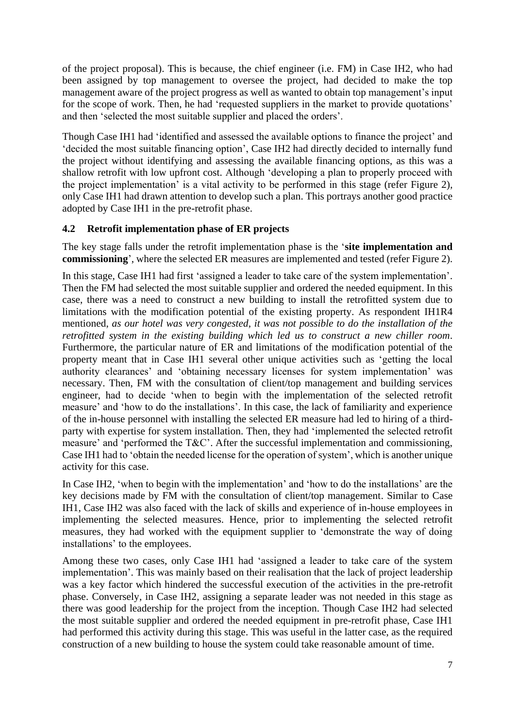of the project proposal). This is because, the chief engineer (i.e. FM) in Case IH2, who had been assigned by top management to oversee the project, had decided to make the top management aware of the project progress as well as wanted to obtain top management's input for the scope of work. Then, he had 'requested suppliers in the market to provide quotations' and then 'selected the most suitable supplier and placed the orders'.

Though Case IH1 had 'identified and assessed the available options to finance the project' and 'decided the most suitable financing option', Case IH2 had directly decided to internally fund the project without identifying and assessing the available financing options, as this was a shallow retrofit with low upfront cost. Although 'developing a plan to properly proceed with the project implementation' is a vital activity to be performed in this stage (refer Figure 2), only Case IH1 had drawn attention to develop such a plan. This portrays another good practice adopted by Case IH1 in the pre-retrofit phase.

### 4.2 Retrofit implementation phase of ER projects

The key stage falls under the retrofit implementation phase is the '**site implementation and commissioning**', where the selected ER measures are implemented and tested (refer Figure 2).

In this stage, Case IH1 had first 'assigned a leader to take care of the system implementation'. Then the FM had selected the most suitable supplier and ordered the needed equipment. In this case, there was a need to construct a new building to install the retrofitted system due to limitations with the modification potential of the existing property. As respondent IH1R4 mentioned, *as our hotel was very congested, it was not possible to do the installation of the retrofitted system in the existing building which led us to construct a new chiller room*. Furthermore, the particular nature of ER and limitations of the modification potential of the property meant that in Case IH1 several other unique activities such as 'getting the local authority clearances' and 'obtaining necessary licenses for system implementation' was necessary. Then, FM with the consultation of client/top management and building services engineer, had to decide 'when to begin with the implementation of the selected retrofit measure' and 'how to do the installations'. In this case, the lack of familiarity and experience of the in-house personnel with installing the selected ER measure had led to hiring of a third-party with expertise for system installation. Then, they had 'implemented the selected retrofit measure' and 'performed the T&C'. After the successful implementation and commissioning, Case IH1 had to 'obtain the needed license for the operation of system', which is another unique activity for this case.

In Case IH2, 'when to begin with the implementation' and 'how to do the installations' are the key decisions made by FM with the consultation of client/top management. Similar to Case IH1, Case IH2 was also faced with the lack of skills and experience of in-house employees in implementing the selected measures. Hence, prior to implementing the selected retrofit measures, they had worked with the equipment supplier to 'demonstrate the way of doing installations' to the employees.

Among these two cases, only Case IH1 had 'assigned a leader to take care of the system implementation'. This was mainly based on their realisation that the lack of project leadership was a key factor which hindered the successful execution of the activities in the pre-retrofit phase. Conversely, in Case IH2, assigning a separate leader was not needed in this stage as there was good leadership for the project from the inception. Though Case IH2 had selected the most suitable supplier and ordered the needed equipment in pre-retrofit phase, Case IH1 had performed this activity during this stage. This was useful in the latter case, as the required construction of a new building to house the system could take reasonable amount of time.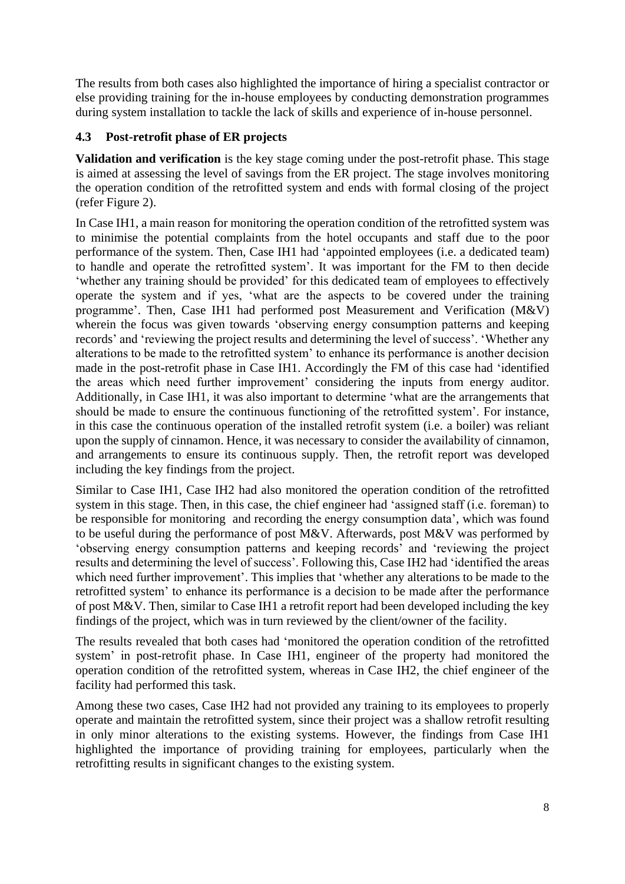The results from both cases also highlighted the importance of hiring a specialist contractor or else providing training for the in-house employees by conducting demonstration programmes during system installation to tackle the lack of skills and experience of in-house personnel.

### 4.3 Post-retrofit phase of ER projects

**Validation and verification** is the key stage coming under the post-retrofit phase. This stage is aimed at assessing the level of savings from the ER project. The stage involves monitoring the operation condition of the retrofitted system and ends with formal closing of the project (refer Figure 2).

In Case IH1, a main reason for monitoring the operation condition of the retrofitted system was to minimise the potential complaints from the hotel occupants and staff due to the poor performance of the system. Then, Case IH1 had 'appointed employees (i.e. a dedicated team) to handle and operate the retrofitted system'. It was important for the FM to then decide 'whether any training should be provided' for this dedicated team of employees to effectively operate the system and if yes, 'what are the aspects to be covered under the training programme'. Then, Case IH1 had performed post Measurement and Verification (M&V) wherein the focus was given towards 'observing energy consumption patterns and keeping records' and 'reviewing the project results and determining the level of success'. 'Whether any alterations to be made to the retrofitted system' to enhance its performance is another decision made in the post-retrofit phase in Case IH1. Accordingly the FM of this case had 'identified the areas which need further improvement' considering the inputs from energy auditor. Additionally, in Case IH1, it was also important to determine 'what are the arrangements that should be made to ensure the continuous functioning of the retrofitted system'. For instance, in this case the continuous operation of the installed retrofit system (i.e. a boiler) was reliant upon the supply of cinnamon. Hence, it was necessary to consider the availability of cinnamon, and arrangements to ensure its continuous supply. Then, the retrofit report was developed including the key findings from the project.

Similar to Case IH1, Case IH2 had also monitored the operation condition of the retrofitted system in this stage. Then, in this case, the chief engineer had 'assigned staff (i.e. foreman) to be responsible for monitoring and recording the energy consumption data', which was found to be useful during the performance of post M&V. Afterwards, post M&V was performed by 'observing energy consumption patterns and keeping records' and 'reviewing the project results and determining the level of success'. Following this, Case IH2 had 'identified the areas which need further improvement'. This implies that 'whether any alterations to be made to the retrofitted system' to enhance its performance is a decision to be made after the performance of post M&V. Then, similar to Case IH1 a retrofit report had been developed including the key findings of the project, which was in turn reviewed by the client/owner of the facility.

The results revealed that both cases had 'monitored the operation condition of the retrofitted system' in post-retrofit phase. In Case IH1, engineer of the property had monitored the operation condition of the retrofitted system, whereas in Case IH2, the chief engineer of the facility had performed this task.

Among these two cases, Case IH2 had not provided any training to its employees to properly operate and maintain the retrofitted system, since their project was a shallow retrofit resulting in only minor alterations to the existing systems. However, the findings from Case IH1 highlighted the importance of providing training for employees, particularly when the retrofitting results in significant changes to the existing system.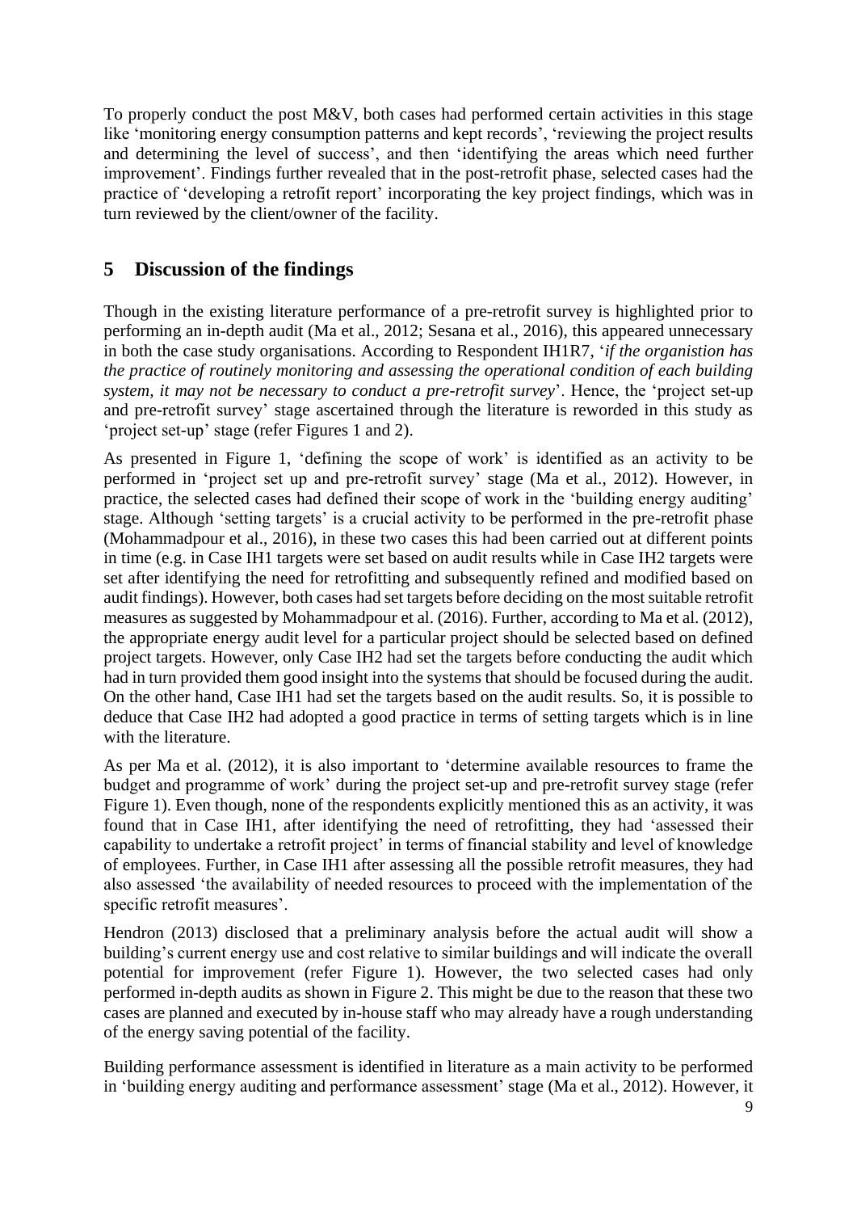To properly conduct the post M&V, both cases had performed certain activities in this stage like 'monitoring energy consumption patterns and kept records', 'reviewing the project results and determining the level of success', and then 'identifying the areas which need further improvement'. Findings further revealed that in the post-retrofit phase, selected cases had the practice of 'developing a retrofit report' incorporating the key project findings, which was in turn reviewed by the client/owner of the facility.

## 5 Discussion of the findings

Though in the existing literature performance of a pre-retrofit survey is highlighted prior to performing an in-depth audit (Ma et al., 2012; Sesana et al., 2016), this appeared unnecessary in both the case study organisations. According to Respondent IH1R7, '*if the organistion has the practice of routinely monitoring and assessing the operational condition of each building system, it may not be necessary to conduct a pre-retrofit survey*'. Hence, the 'project set-up and pre-retrofit survey' stage ascertained through the literature is reworded in this study as 'project set-up' stage (refer Figures 1 and 2).

As presented in Figure 1, 'defining the scope of work' is identified as an activity to be performed in 'project set up and pre-retrofit survey' stage (Ma et al., 2012). However, in practice, the selected cases had defined their scope of work in the 'building energy auditing' stage. Although 'setting targets' is a crucial activity to be performed in the pre-retrofit phase (Mohammadpour et al., 2016), in these two cases this had been carried out at different points in time (e.g. in Case IH1 targets were set based on audit results while in Case IH2 targets were set after identifying the need for retrofitting and subsequently refined and modified based on audit findings). However, both cases had set targets before deciding on the most suitable retrofit measures as suggested by Mohammadpour et al. (2016). Further, according to Ma et al. (2012), the appropriate energy audit level for a particular project should be selected based on defined project targets. However, only Case IH2 had set the targets before conducting the audit which had in turn provided them good insight into the systems that should be focused during the audit. On the other hand, Case IH1 had set the targets based on the audit results. So, it is possible to deduce that Case IH2 had adopted a good practice in terms of setting targets which is in line with the literature.

As per Ma et al. (2012), it is also important to 'determine available resources to frame the budget and programme of work' during the project set-up and pre-retrofit survey stage (refer Figure 1). Even though, none of the respondents explicitly mentioned this as an activity, it was found that in Case IH1, after identifying the need of retrofitting, they had 'assessed their capability to undertake a retrofit project' in terms of financial stability and level of knowledge of employees. Further, in Case IH1 after assessing all the possible retrofit measures, they had also assessed 'the availability of needed resources to proceed with the implementation of the specific retrofit measures'.

Hendron (2013) disclosed that a preliminary analysis before the actual audit will show a building's current energy use and cost relative to similar buildings and will indicate the overall potential for improvement (refer Figure 1). However, the two selected cases had only performed in-depth audits as shown in Figure 2. This might be due to the reason that these two cases are planned and executed by in-house staff who may already have a rough understanding of the energy saving potential of the facility.

Building performance assessment is identified in literature as a main activity to be performed in 'building energy auditing and performance assessment' stage (Ma et al., 2012). However, it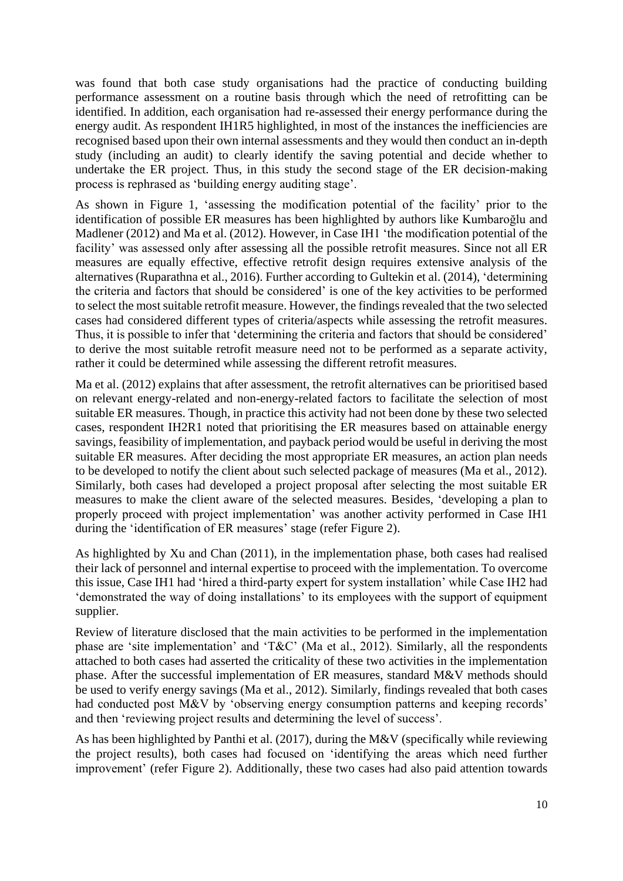was found that both case study organisations had the practice of conducting building performance assessment on a routine basis through which the need of retrofitting can be identified. In addition, each organisation had re-assessed their energy performance during the energy audit. As respondent IH1R5 highlighted, in most of the instances the inefficiencies are recognised based upon their own internal assessments and they would then conduct an in-depth study (including an audit) to clearly identify the saving potential and decide whether to undertake the ER project. Thus, in this study the second stage of the ER decision-making process is rephrased as 'building energy auditing stage'.

As shown in Figure 1, 'assessing the modification potential of the facility' prior to the identification of possible ER measures has been highlighted by authors like Kumbaroğlu and Madlener (2012) and Ma et al. (2012). However, in Case IH1 'the modification potential of the facility' was assessed only after assessing all the possible retrofit measures. Since not all ER measures are equally effective, effective retrofit design requires extensive analysis of the alternatives (Ruparathna et al., 2016). Further according to Gultekin et al. (2014), 'determining the criteria and factors that should be considered' is one of the key activities to be performed to select the most suitable retrofit measure. However, the findings revealed that the two selected cases had considered different types of criteria/aspects while assessing the retrofit measures. Thus, it is possible to infer that 'determining the criteria and factors that should be considered' to derive the most suitable retrofit measure need not to be performed as a separate activity, rather it could be determined while assessing the different retrofit measures.

Ma et al. (2012) explains that after assessment, the retrofit alternatives can be prioritised based on relevant energy-related and non-energy-related factors to facilitate the selection of most suitable ER measures. Though, in practice this activity had not been done by these two selected cases, respondent IH2R1 noted that prioritising the ER measures based on attainable energy savings, feasibility of implementation, and payback period would be useful in deriving the most suitable ER measures. After deciding the most appropriate ER measures, an action plan needs to be developed to notify the client about such selected package of measures (Ma et al., 2012). Similarly, both cases had developed a project proposal after selecting the most suitable ER measures to make the client aware of the selected measures. Besides, 'developing a plan to properly proceed with project implementation' was another activity performed in Case IH1 during the 'identification of ER measures' stage (refer Figure 2).

As highlighted by Xu and Chan (2011), in the implementation phase, both cases had realised their lack of personnel and internal expertise to proceed with the implementation. To overcome this issue, Case IH1 had 'hired a third-party expert for system installation' while Case IH2 had 'demonstrated the way of doing installations' to its employees with the support of equipment supplier.

Review of literature disclosed that the main activities to be performed in the implementation phase are 'site implementation' and 'T&C' (Ma et al., 2012). Similarly, all the respondents attached to both cases had asserted the criticality of these two activities in the implementation phase. After the successful implementation of ER measures, standard M&V methods should be used to verify energy savings (Ma et al., 2012). Similarly, findings revealed that both cases had conducted post M&V by 'observing energy consumption patterns and keeping records' and then 'reviewing project results and determining the level of success'.

As has been highlighted by Panthi et al. (2017), during the M&V (specifically while reviewing the project results), both cases had focused on 'identifying the areas which need further improvement' (refer Figure 2). Additionally, these two cases had also paid attention towards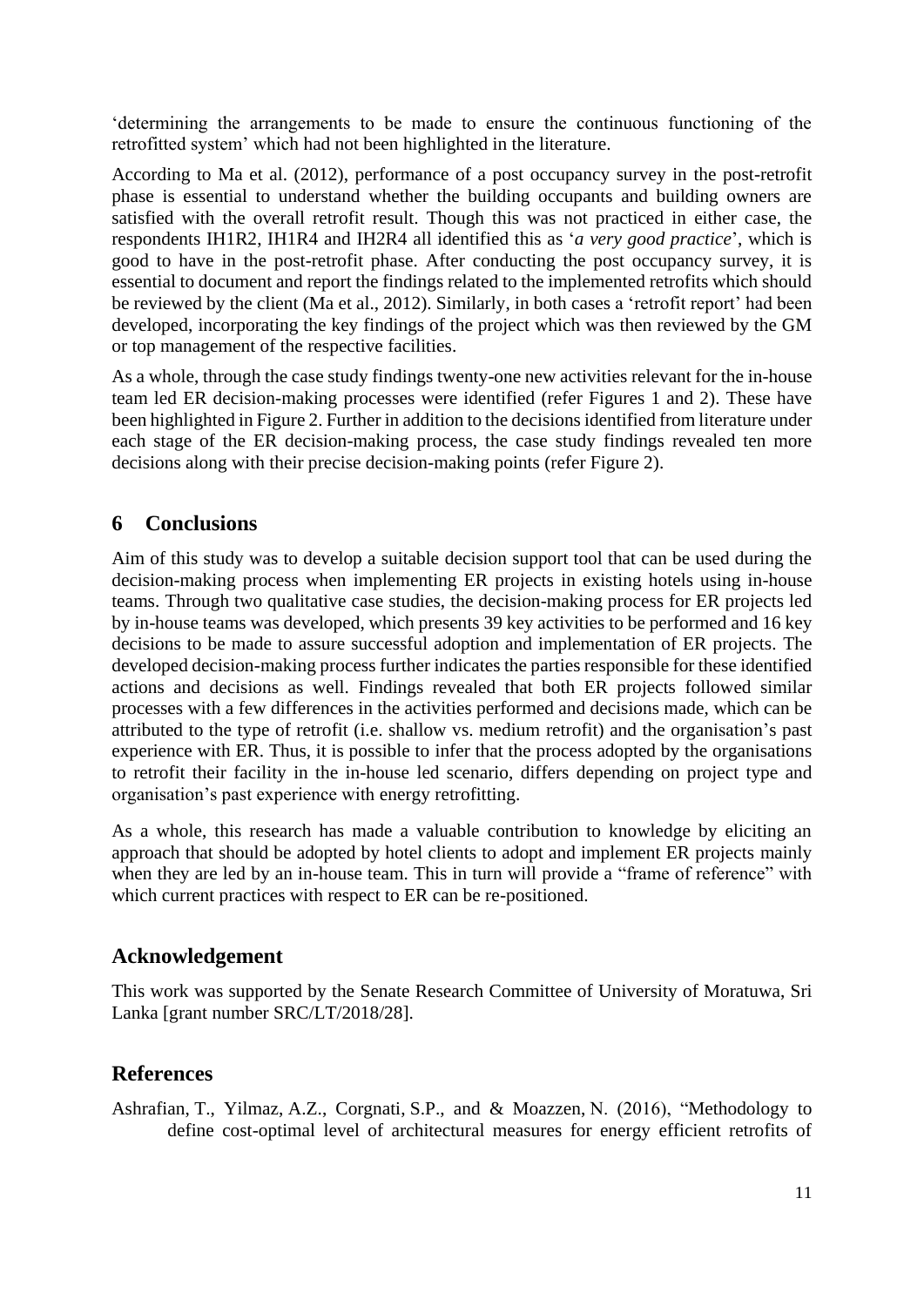'determining the arrangements to be made to ensure the continuous functioning of the retrofitted system' which had not been highlighted in the literature.

According to Ma et al. (2012), performance of a post occupancy survey in the post-retrofit phase is essential to understand whether the building occupants and building owners are satisfied with the overall retrofit result. Though this was not practiced in either case, the respondents IH1R2, IH1R4 and IH2R4 all identified this as '*a very good practice*', which is good to have in the post-retrofit phase. After conducting the post occupancy survey, it is essential to document and report the findings related to the implemented retrofits which should be reviewed by the client (Ma et al., 2012). Similarly, in both cases a 'retrofit report' had been developed, incorporating the key findings of the project which was then reviewed by the GM or top management of the respective facilities.

As a whole, through the case study findings twenty-one new activities relevant for the in-house team led ER decision-making processes were identified (refer Figures 1 and 2). These have been highlighted in Figure 2. Further in addition to the decisions identified from literature under each stage of the ER decision-making process, the case study findings revealed ten more decisions along with their precise decision-making points (refer Figure 2).

## 6 Conclusions

Aim of this study was to develop a suitable decision support tool that can be used during the decision-making process when implementing ER projects in existing hotels using in-house teams. Through two qualitative case studies, the decision-making process for ER projects led by in-house teams was developed, which presents 39 key activities to be performed and 16 key decisions to be made to assure successful adoption and implementation of ER projects. The developed decision-making process further indicates the parties responsible for these identified actions and decisions as well. Findings revealed that both ER projects followed similar processes with a few differences in the activities performed and decisions made, which can be attributed to the type of retrofit (i.e. shallow vs. medium retrofit) and the organisation's past experience with ER. Thus, it is possible to infer that the process adopted by the organisations to retrofit their facility in the in-house led scenario, differs depending on project type and organisation's past experience with energy retrofitting.

As a whole, this research has made a valuable contribution to knowledge by eliciting an approach that should be adopted by hotel clients to adopt and implement ER projects mainly when they are led by an in-house team. This in turn will provide a "frame of reference" with which current practices with respect to ER can be re-positioned.

## Acknowledgement

This work was supported by the Senate Research Committee of University of Moratuwa, Sri Lanka [grant number SRC/LT/2018/28].

## References

Ashrafian, T., Yilmaz, A.Z., Corgnati, S.P., and & Moazzen, N. (2016), "Methodology to define cost-optimal level of architectural measures for energy efficient retrofits of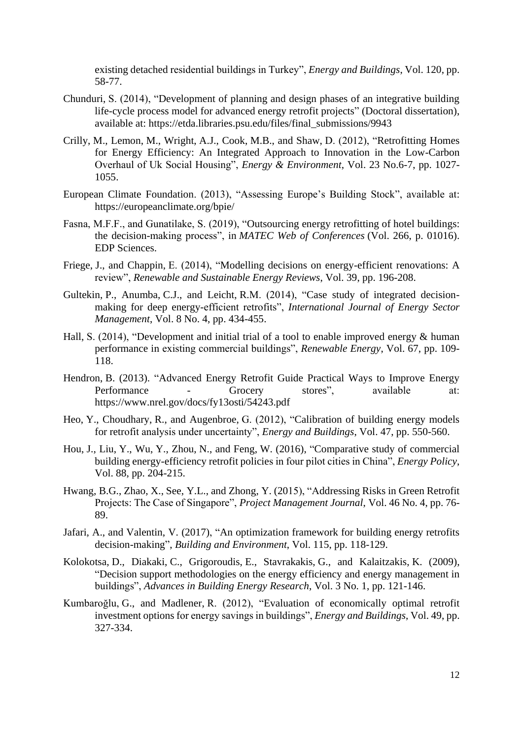existing detached residential buildings in Turkey", *Energy and Buildings*, Vol. 120, pp. 58-77.

Chunduri, S. (2014), "Development of planning and design phases of an integrative building life-cycle process model for advanced energy retrofit projects" (Doctoral dissertation), available at: https://etda.libraries.psu.edu/files/final_submissions/9943

Crilly, M., Lemon, M., Wright, A.J., Cook, M.B., and Shaw, D. (2012), "Retrofitting Homes for Energy Efficiency: An Integrated Approach to Innovation in the Low-Carbon Overhaul of Uk Social Housing", *Energy & Environment*, Vol. 23 No.6-7, pp. 1027-1055.

European Climate Foundation. (2013), "Assessing Europe's Building Stock", available at: https://europeanclimate.org/bpie/

Fasna, M.F.F., and Gunatilake, S. (2019), "Outsourcing energy retrofitting of hotel buildings: the decision-making process", in *MATEC Web of Conferences* (Vol. 266, p. 01016). EDP Sciences.

Friege, J., and Chappin, E. (2014), "Modelling decisions on energy-efficient renovations: A review", *Renewable and Sustainable Energy Reviews*, Vol. 39, pp. 196-208.

Gultekin, P., Anumba, C.J., and Leicht, R.M. (2014), "Case study of integrated decision-making for deep energy-efficient retrofits", *International Journal of Energy Sector Management*, Vol. 8 No. 4, pp. 434-455.

Hall, S. (2014), "Development and initial trial of a tool to enable improved energy & human performance in existing commercial buildings", *Renewable Energy*, Vol. 67, pp. 109-118.

Hendron, B. (2013). "Advanced Energy Retrofit Guide Practical Ways to Improve Energy Performance - Grocery stores", available at: https://www.nrel.gov/docs/fy13osti/54243.pdf

Heo, Y., Choudhary, R., and Augenbroe, G. (2012), "Calibration of building energy models for retrofit analysis under uncertainty", *Energy and Buildings*, Vol. 47, pp. 550-560.

Hou, J., Liu, Y., Wu, Y., Zhou, N., and Feng, W. (2016), "Comparative study of commercial building energy-efficiency retrofit policies in four pilot cities in China", *Energy Policy*, Vol. 88, pp. 204-215.

Hwang, B.G., Zhao, X., See, Y.L., and Zhong, Y. (2015), "Addressing Risks in Green Retrofit Projects: The Case of Singapore", *Project Management Journal*, Vol. 46 No. 4, pp. 76-89.

Jafari, A., and Valentin, V. (2017), "An optimization framework for building energy retrofits decision-making", *Building and Environment*, Vol. 115, pp. 118-129.

Kolokotsa, D., Diakaki, C., Grigoroudis, E., Stavrakakis, G., and Kalaitzakis, K. (2009), "Decision support methodologies on the energy efficiency and energy management in buildings", *Advances in Building Energy Research*, Vol. 3 No. 1, pp. 121-146.

Kumbaroğlu, G., and Madlener, R. (2012), "Evaluation of economically optimal retrofit investment options for energy savings in buildings", *Energy and Buildings*, Vol. 49, pp. 327-334.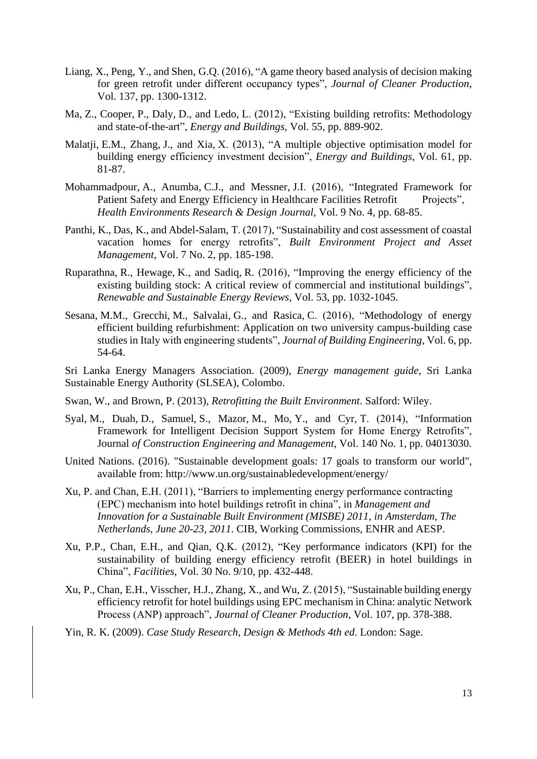Liang, X., Peng, Y., and Shen, G.Q. (2016), "A game theory based analysis of decision making for green retrofit under different occupancy types", *Journal of Cleaner Production*, Vol. 137, pp. 1300-1312.

Ma, Z., Cooper, P., Daly, D., and Ledo, L. (2012), "Existing building retrofits: Methodology and state-of-the-art", *Energy and Buildings*, Vol. 55, pp. 889-902.

Malatji, E.M., Zhang, J., and Xia, X. (2013), "A multiple objective optimisation model for building energy efficiency investment decision", *Energy and Buildings*, Vol. 61, pp. 81-87.

Mohammadpour, A., Anumba, C.J., and Messner, J.I. (2016), "Integrated Framework for Patient Safety and Energy Efficiency in Healthcare Facilities Retrofit Projects", *Health Environments Research & Design Journal*, Vol. 9 No. 4, pp. 68-85.

Panthi, K., Das, K., and Abdel-Salam, T. (2017), "Sustainability and cost assessment of coastal vacation homes for energy retrofits", *Built Environment Project and Asset Management*, Vol. 7 No. 2, pp. 185-198.

Ruparathna, R., Hewage, K., and Sadiq, R. (2016), "Improving the energy efficiency of the existing building stock: A critical review of commercial and institutional buildings", *Renewable and Sustainable Energy Reviews*, Vol. 53, pp. 1032-1045.

Sesana, M.M., Grecchi, M., Salvalai, G., and Rasica, C. (2016), "Methodology of energy efficient building refurbishment: Application on two university campus-building case studies in Italy with engineering students", *Journal of Building Engineering*, Vol. 6, pp. 54-64.

Sri Lanka Energy Managers Association. (2009), *Energy management guide*, Sri Lanka Sustainable Energy Authority (SLSEA), Colombo.

Swan, W., and Brown, P. (2013), *Retrofitting the Built Environment*. Salford: Wiley.

Syal, M., Duah, D., Samuel, S., Mazor, M., Mo, Y., and Cyr, T. (2014), "Information Framework for Intelligent Decision Support System for Home Energy Retrofits", Journal *of Construction Engineering and Management*, Vol. 140 No. 1, pp. 04013030.

United Nations. (2016). "Sustainable development goals: 17 goals to transform our world", available from: http://www.un.org/sustainabledevelopment/energy/

Xu, P. and Chan, E.H. (2011), "Barriers to implementing energy performance contracting (EPC) mechanism into hotel buildings retrofit in china", in *Management and Innovation for a Sustainable Built Environment (MISBE) 2011, in Amsterdam, The Netherlands, June 20-23, 2011*. CIB, Working Commissions, ENHR and AESP.

Xu, P.P., Chan, E.H., and Qian, Q.K. (2012), "Key performance indicators (KPI) for the sustainability of building energy efficiency retrofit (BEER) in hotel buildings in China", *Facilities*, Vol. 30 No. 9/10, pp. 432-448.

Xu, P., Chan, E.H., Visscher, H.J., Zhang, X., and Wu, Z. (2015), "Sustainable building energy efficiency retrofit for hotel buildings using EPC mechanism in China: analytic Network Process (ANP) approach", *Journal of Cleaner Production*, Vol. 107, pp. 378-388.

Yin, R. K. (2009). *Case Study Research, Design & Methods 4th ed*. London: Sage.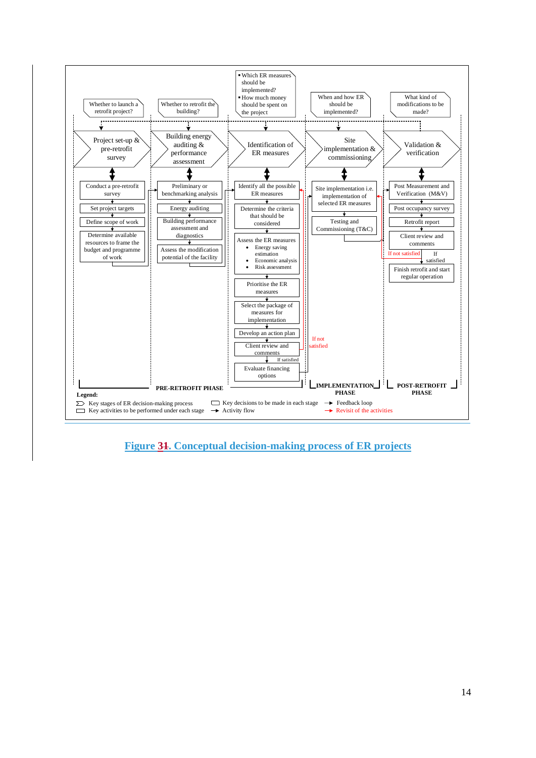**Whether to launch a retrofit project?** → **Project set-up & pre-retrofit survey**

- Conduct a pre-retrofit survey
- Set project targets
- Define scope of work
- Determine available resources to frame the budget and programme of work

**Whether to retrofit the building?** → **Building energy auditing & performance assessment**

- Preliminary or benchmarking analysis
- Energy auditing
- Building performance assessment and diagnostics
- Assess the modification potential of the facility

**PRE-RETROFIT PHASE**

- Which ER measures should be implemented?
- How much money should be spent on the project

→ **Identification of ER measures**

- Identify all the possible ER measures
- Determine the criteria that should be considered
- Assess the ER measures
  - Energy saving estimation
  - Economic analysis
  - Risk assessment
- Prioritise the ER measures
- Select the package of measures for implementation
- Develop an action plan
- Client review and comments (If not satisfied → revisit; If satisfied ↓)
- Evaluate financing options

**When and how ER should be implemented?** → **Site implementation & commissioning**

- Site implementation i.e. implementation of selected ER measures
- Testing and Commissioning (T&C)

**IMPLEMENTATION PHASE**

**What kind of modifications to be made?** → **Validation & verification**

- Post Measurement and Verification (M&V)
- Post occupancy survey
- Retrofit report
- Client review and comments (If not satisfied → revisit; If satisfied ↓)
- Finish retrofit and start regular operation

**POST-RETROFIT PHASE**

**Legend:**

- Key stages of ER decision-making process
- Key activities to be performed under each stage
- Key decisions to be made in each stage
- Activity flow
- Feedback loop
- Revisit of the activities

Figure 3~~1~~. Conceptual decision-making process of ER projects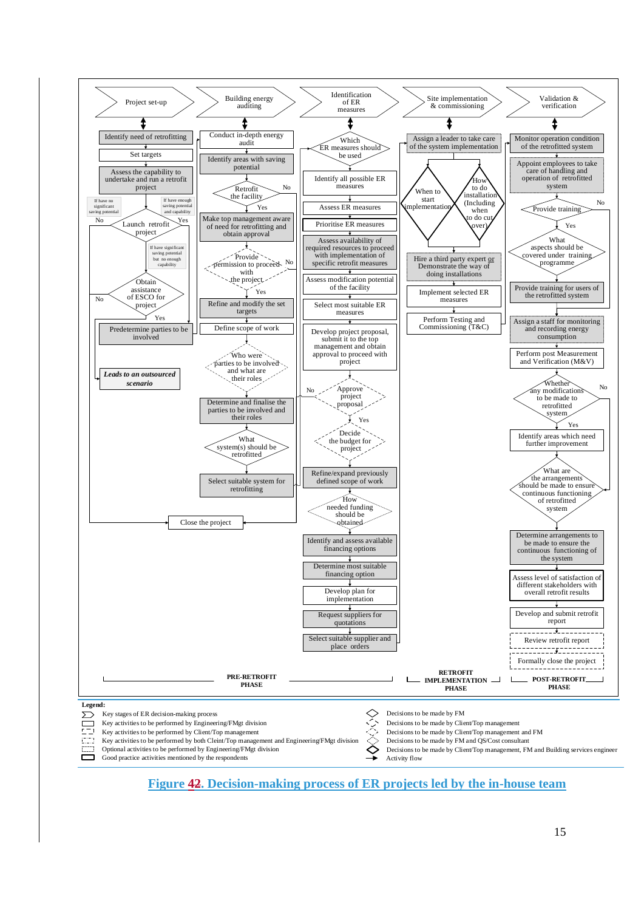**Project set-up** → **Building energy auditing** → **Identification of ER measures** → **Site implementation & commissioning** → **Validation & verification**

**Project set-up**

- Identify need of retrofitting
- Set targets
- Assess the capability to undertake and run a retrofit project
  - If have no significant saving potential → No
  - If have enough saving potential and capability → Yes
- Launch retrofit project
  - If have significant saving potential but no enough capability
- Obtain assistance of ESCO for project
  - No
  - Yes → Predetermine parties to be involved
- *Leads to an outsourced scenario*
- Close the project

**Building energy auditing**

- Conduct in-depth energy audit
- Identify areas with saving potential
- Retrofit the facility (No / Yes)
- Make top management aware of need for retrofitting and obtain approval
- Provide permission to proceed with the project (No / Yes)
- Refine and modify the set targets
- Define scope of work
- Who were parties to be involved and what are their roles
- Determine and finalise the parties to be involved and their roles
- What system(s) should be retrofitted
- Select suitable system for retrofitting

**Identification of ER measures**

- Which ER measures should be used
- Identify all possible ER measures
- Assess ER measures
- Prioritise ER measures
- Assess availability of required resources to proceed with implementation of specific retrofit measures
- Assess modification potential of the facility
- Select most suitable ER measures
- Develop project proposal, submit it to the top management and obtain approval to proceed with project
- Approve project proposal (No / Yes)
- Decide the budget for project
- Refine/expand previously defined scope of work
- How needed funding should be obtained
- Identify and assess available financing options
- Determine most suitable financing option
- Develop plan for implementation
- Request suppliers for quotations
- Select suitable supplier and place orders

**Site implementation & commissioning**

- Assign a leader to take care of the system implementation
- When to start implementation
- How to do installation (Including when to do cut over)
- Hire a third party expert or Demonstrate the way of doing installations
- Implement selected ER measures
- Perform Testing and Commissioning (T&C)

**Validation & verification**

- Monitor operation condition of the retrofitted system
- Appoint employees to take care of handling and operation of retrofitted system
- Provide training (No / Yes)
- What aspects should be covered under training programme
- Provide training for users of the retrofitted system
- Assign a staff for monitoring and recording energy consumption
- Perform post Measurement and Verification (M&V)
- Whether any modifications to be made to retrofitted system (No / Yes)
- Identify areas which need further improvement
- What are the arrangements should be made to ensure continuous functioning of retrofitted system
- Determine arrangements to be made to ensure the continuous functioning of the system
- Assess level of satisfaction of different stakeholders with overall retrofit results
- Develop and submit retrofit report
- Review retrofit report
- Formally close the project

PRE-RETROFIT PHASE | RETROFIT IMPLEMENTATION PHASE | POST-RETROFIT PHASE

**Legend:**

- Key stages of ER decision-making process
- Key activities to be performed by Engineering/FMgt division
- Key activities to be performed by Client/Top management
- Key activities to be performed by both Clent/Top management and Engineering/FMgt division
- Optional activities to be performed by Engineering/FMgt division
- Good practice activities mentioned by the respondents
- Decisions to be made by FM
- Decisions to be made by Client/Top management
- Decisions to be made by Client/Top management and FM
- Decisions to be made by FM and QS/Cost consultant
- Decisions to be made by Client/Top management, FM and Building services engineer
- Activity flow

Figure 42. Decision-making process of ER projects led by the in-house team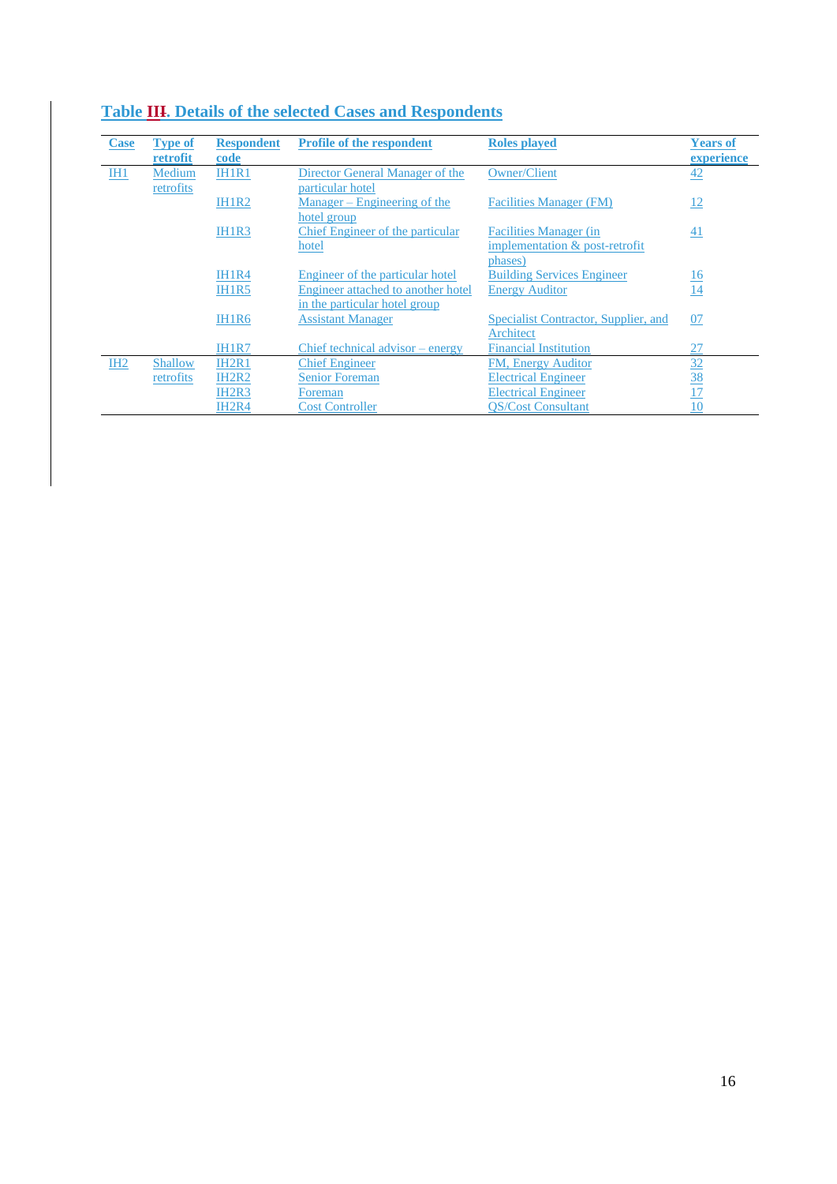**Table III. Details of the selected Cases and Respondents**

| Case | Type of retrofit | Respondent code | Profile of the respondent | Roles played | Years of experience |
|---|---|---|---|---|---|
| IH1 | Medium retrofits | IH1R1 | Director General Manager of the particular hotel | Owner/Client | 42 |
| | | IH1R2 | Manager – Engineering of the hotel group | Facilities Manager (FM) | 12 |
| | | IH1R3 | Chief Engineer of the particular hotel | Facilities Manager (in implementation & post-retrofit phases) | 41 |
| | | IH1R4 | Engineer of the particular hotel | Building Services Engineer | 16 |
| | | IH1R5 | Engineer attached to another hotel in the particular hotel group | Energy Auditor | 14 |
| | | IH1R6 | Assistant Manager | Specialist Contractor, Supplier, and Architect | 07 |
| | | IH1R7 | Chief technical advisor – energy | Financial Institution | 27 |
| IH2 | Shallow retrofits | IH2R1 | Chief Engineer | FM, Energy Auditor | 32 |
| | | IH2R2 | Senior Foreman | Electrical Engineer | 38 |
| | | IH2R3 | Foreman | Electrical Engineer | 17 |
| | | IH2R4 | Cost Controller | QS/Cost Consultant | 10 |